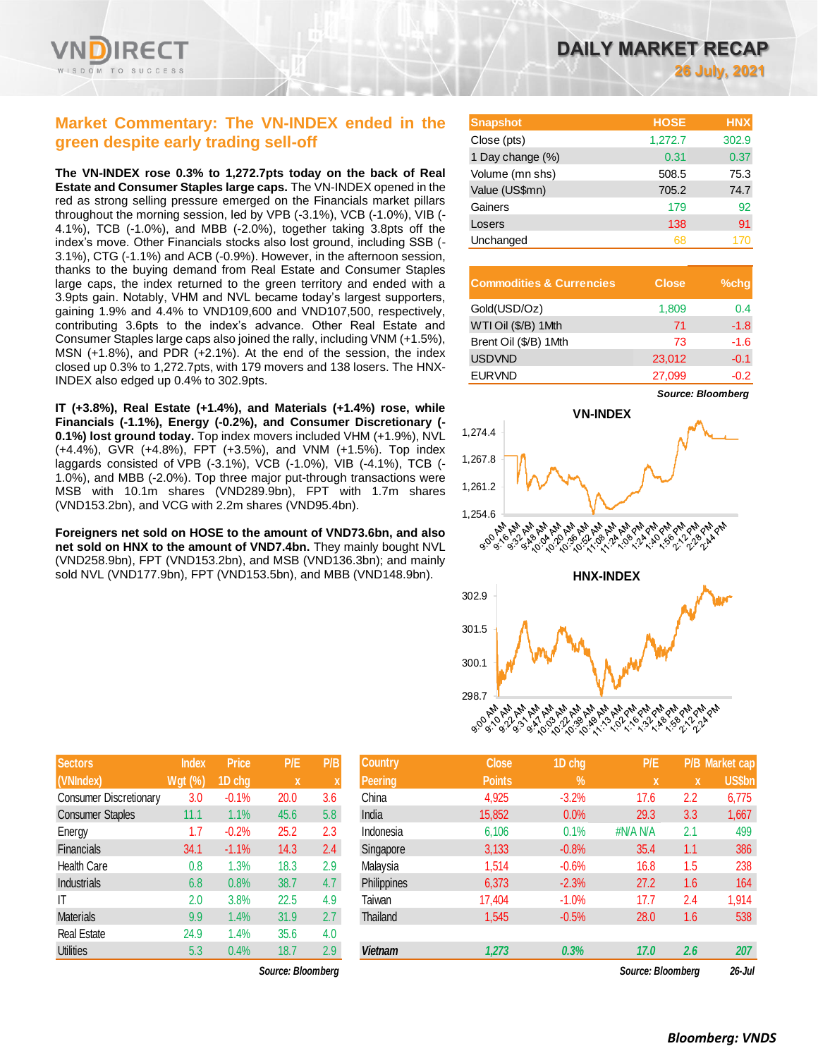# DAILY MARKET RECAP

**26 July, 2021**

## Market Commentary: The VN-INDEX ended in the green despite early trading sell-off

**The VN-INDEX rose 0.3% to 1,272.7pts today on the back of Real Estate and Consumer Staples large caps.** The VN-INDEX opened in the red as strong selling pressure emerged on the Financials market pillars throughout the morning session, led by VPB (-3.1%), VCB (-1.0%), VIB (-4.1%), TCB (-1.0%), and MBB (-2.0%), together taking 3.8pts off the index's move. Other Financials stocks also lost ground, including SSB (-3.1%), CTG (-1.1%) and ACB (-0.9%). However, in the afternoon session, thanks to the buying demand from Real Estate and Consumer Staples large caps, the index returned to the green territory and ended with a 3.9pts gain. Notably, VHM and NVL became today's largest supporters, gaining 1.9% and 4.4% to VND109,600 and VND107,500, respectively, contributing 3.6pts to the index's advance. Other Real Estate and Consumer Staples large caps also joined the rally, including VNM (+1.5%), MSN (+1.8%), and PDR (+2.1%). At the end of the session, the index closed up 0.3% to 1,272.7pts, with 179 movers and 138 losers. The HNX-INDEX also edged up 0.4% to 302.9pts.

**IT (+3.8%), Real Estate (+1.4%), and Materials (+1.4%) rose, while Financials (-1.1%), Energy (-0.2%), and Consumer Discretionary (-0.1%) lost ground today.** Top index movers included VHM (+1.9%), NVL (+4.4%), GVR (+4.8%), FPT (+3.5%), and VNM (+1.5%). Top index laggards consisted of VPB (-3.1%), VCB (-1.0%), VIB (-4.1%), TCB (-1.0%), and MBB (-2.0%). Top three major put-through transactions were MSB with 10.1m shares (VND289.9bn), FPT with 1.7m shares (VND153.2bn), and VCG with 2.2m shares (VND95.4bn).

**Foreigners net sold on HOSE to the amount of VND73.6bn, and also net sold on HNX to the amount of VND7.4bn.** They mainly bought NVL (VND258.9bn), FPT (VND153.2bn), and MSB (VND136.3bn); and mainly sold NVL (VND177.9bn), FPT (VND153.5bn), and MBB (VND148.9bn).

| Snapshot | HOSE | HNX |
|---|---|---|
| Close (pts) | 1,272.7 | 302.9 |
| 1 Day change (%) | 0.31 | 0.37 |
| Volume (mn shs) | 508.5 | 75.3 |
| Value (US$mn) | 705.2 | 74.7 |
| Gainers | 179 | 92 |
| Losers | 138 | 91 |
| Unchanged | 68 | 170 |

| Commodities & Currencies | Close | %chg |
|---|---|---|
| Gold(USD/Oz) | 1,809 | 0.4 |
| WTI Oil ($/B) 1Mth | 71 | -1.8 |
| Brent Oil ($/B) 1Mth | 73 | -1.6 |
| USDVND | 23,012 | -0.1 |
| EURVND | 27,099 | -0.2 |

*Source: Bloomberg*

| Sectors (VNIndex) | Index Wgt (%) | Price 1D chg | P/E x | P/B x |
|---|---|---|---|---|
| Consumer Discretionary | 3.0 | -0.1% | 20.0 | 3.6 |
| Consumer Staples | 11.1 | 1.1% | 45.6 | 5.8 |
| Energy | 1.7 | -0.2% | 25.2 | 2.3 |
| Financials | 34.1 | -1.1% | 14.3 | 2.4 |
| Health Care | 0.8 | 1.3% | 18.3 | 2.9 |
| Industrials | 6.8 | 0.8% | 38.7 | 4.7 |
| IT | 2.0 | 3.8% | 22.5 | 4.9 |
| Materials | 9.9 | 1.4% | 31.9 | 2.7 |
| Real Estate | 24.9 | 1.4% | 35.6 | 4.0 |
| Utilities | 5.3 | 0.4% | 18.7 | 2.9 |

*Source: Bloomberg*

| Country Peering | Close Points | 1D chg % | P/E x | P/B x | Market cap US$bn |
|---|---|---|---|---|---|
| China | 4,925 | -3.2% | 17.6 | 2.2 | 6,775 |
| India | 15,852 | 0.0% | 29.3 | 3.3 | 1,667 |
| Indonesia | 6,106 | 0.1% | #N/A N/A | 2.1 | 499 |
| Singapore | 3,133 | -0.8% | 35.4 | 1.1 | 386 |
| Malaysia | 1,514 | -0.6% | 16.8 | 1.5 | 238 |
| Philippines | 6,373 | -2.3% | 27.2 | 1.6 | 164 |
| Taiwan | 17,404 | -1.0% | 17.7 | 2.4 | 1,914 |
| Thailand | 1,545 | -0.5% | 28.0 | 1.6 | 538 |
| ***Vietnam*** | ***1,273*** | ***0.3%*** | ***17.0*** | ***2.6*** | ***207*** |

*Source: Bloomberg* *26-Jul*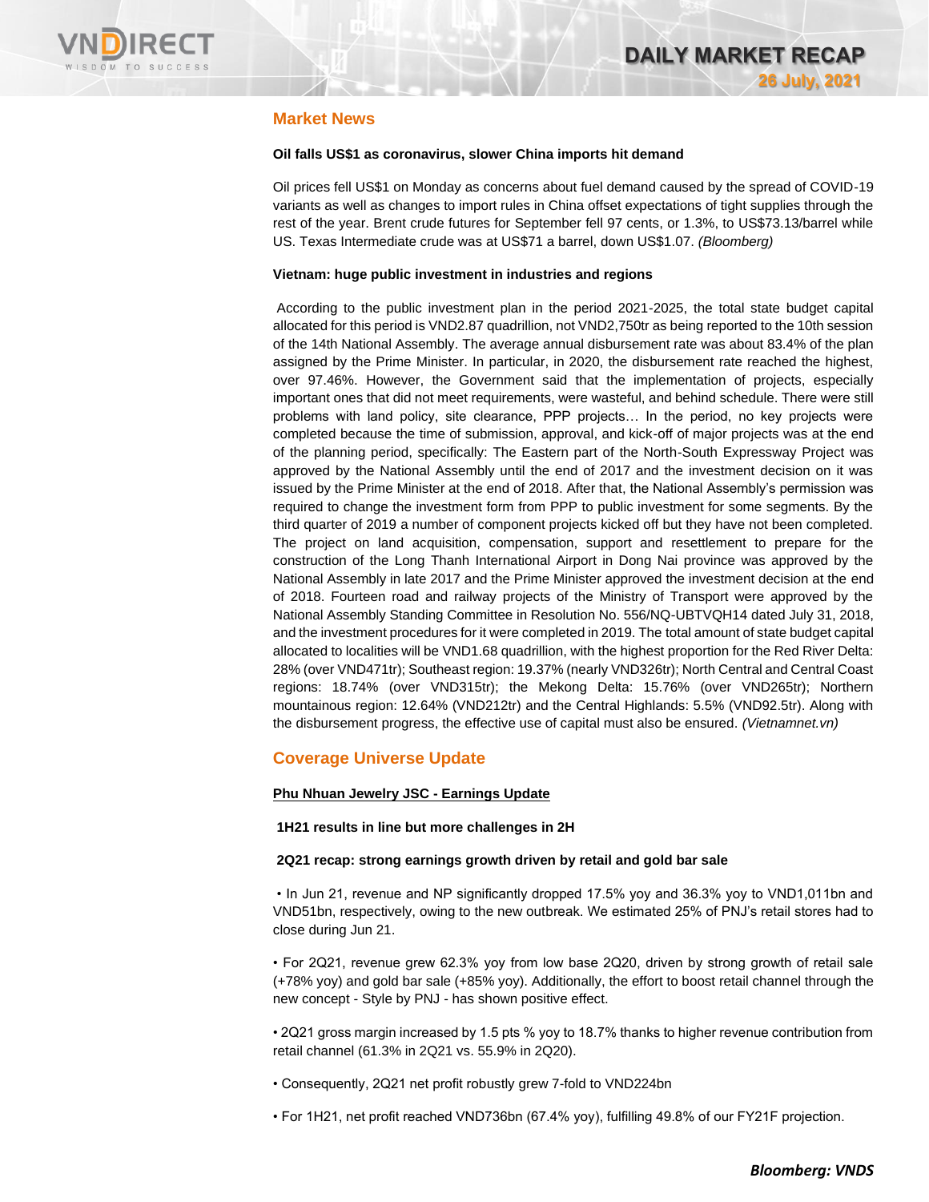## Market News

**Oil falls US$1 as coronavirus, slower China imports hit demand**

Oil prices fell US$1 on Monday as concerns about fuel demand caused by the spread of COVID-19 variants as well as changes to import rules in China offset expectations of tight supplies through the rest of the year. Brent crude futures for September fell 97 cents, or 1.3%, to US$73.13/barrel while US. Texas Intermediate crude was at US$71 a barrel, down US$1.07. *(Bloomberg)*

**Vietnam: huge public investment in industries and regions**

According to the public investment plan in the period 2021-2025, the total state budget capital allocated for this period is VND2.87 quadrillion, not VND2,750tr as being reported to the 10th session of the 14th National Assembly. The average annual disbursement rate was about 83.4% of the plan assigned by the Prime Minister. In particular, in 2020, the disbursement rate reached the highest, over 97.46%. However, the Government said that the implementation of projects, especially important ones that did not meet requirements, were wasteful, and behind schedule. There were still problems with land policy, site clearance, PPP projects… In the period, no key projects were completed because the time of submission, approval, and kick-off of major projects was at the end of the planning period, specifically: The Eastern part of the North-South Expressway Project was approved by the National Assembly until the end of 2017 and the investment decision on it was issued by the Prime Minister at the end of 2018. After that, the National Assembly's permission was required to change the investment form from PPP to public investment for some segments. By the third quarter of 2019 a number of component projects kicked off but they have not been completed. The project on land acquisition, compensation, support and resettlement to prepare for the construction of the Long Thanh International Airport in Dong Nai province was approved by the National Assembly in late 2017 and the Prime Minister approved the investment decision at the end of 2018. Fourteen road and railway projects of the Ministry of Transport were approved by the National Assembly Standing Committee in Resolution No. 556/NQ-UBTVQH14 dated July 31, 2018, and the investment procedures for it were completed in 2019. The total amount of state budget capital allocated to localities will be VND1.68 quadrillion, with the highest proportion for the Red River Delta: 28% (over VND471tr); Southeast region: 19.37% (nearly VND326tr); North Central and Central Coast regions: 18.74% (over VND315tr); the Mekong Delta: 15.76% (over VND265tr); Northern mountainous region: 12.64% (VND212tr) and the Central Highlands: 5.5% (VND92.5tr). Along with the disbursement progress, the effective use of capital must also be ensured. *(Vietnamnet.vn)*

## Coverage Universe Update

**Phu Nhuan Jewelry JSC - Earnings Update**

**1H21 results in line but more challenges in 2H**

**2Q21 recap: strong earnings growth driven by retail and gold bar sale**

• In Jun 21, revenue and NP significantly dropped 17.5% yoy and 36.3% yoy to VND1,011bn and VND51bn, respectively, owing to the new outbreak. We estimated 25% of PNJ's retail stores had to close during Jun 21.

• For 2Q21, revenue grew 62.3% yoy from low base 2Q20, driven by strong growth of retail sale (+78% yoy) and gold bar sale (+85% yoy). Additionally, the effort to boost retail channel through the new concept - Style by PNJ - has shown positive effect.

• 2Q21 gross margin increased by 1.5 pts % yoy to 18.7% thanks to higher revenue contribution from retail channel (61.3% in 2Q21 vs. 55.9% in 2Q20).

• Consequently, 2Q21 net profit robustly grew 7-fold to VND224bn

• For 1H21, net profit reached VND736bn (67.4% yoy), fulfilling 49.8% of our FY21F projection.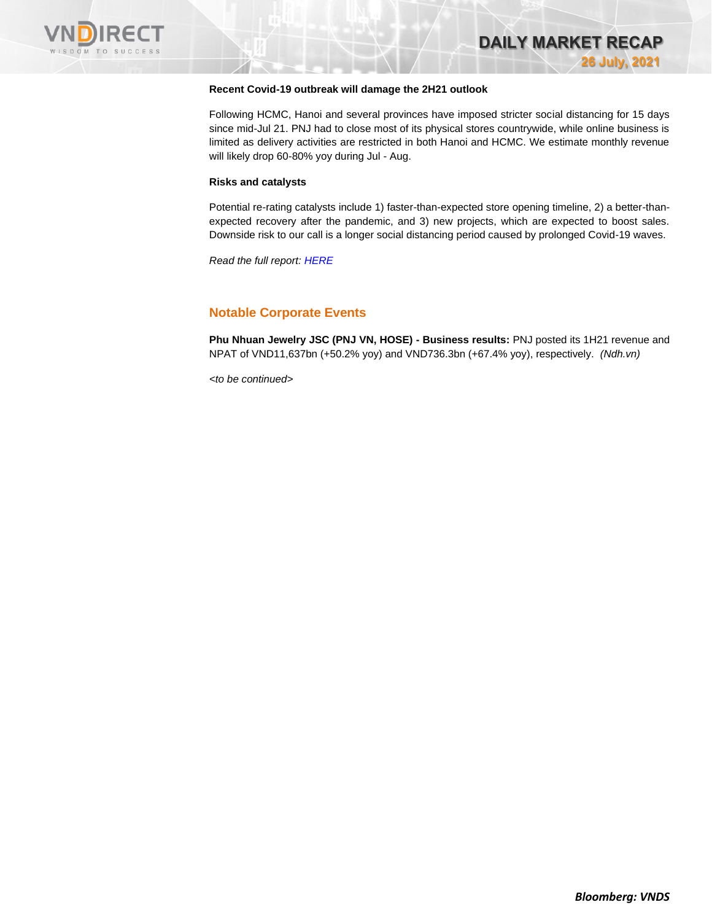**Recent Covid-19 outbreak will damage the 2H21 outlook**

Following HCMC, Hanoi and several provinces have imposed stricter social distancing for 15 days since mid-Jul 21. PNJ had to close most of its physical stores countrywide, while online business is limited as delivery activities are restricted in both Hanoi and HCMC. We estimate monthly revenue will likely drop 60-80% yoy during Jul - Aug.

**Risks and catalysts**

Potential re-rating catalysts include 1) faster-than-expected store opening timeline, 2) a better-than-expected recovery after the pandemic, and 3) new projects, which are expected to boost sales. Downside risk to our call is a longer social distancing period caused by prolonged Covid-19 waves.

*Read the full report: HERE*

## Notable Corporate Events

**Phu Nhuan Jewelry JSC (PNJ VN, HOSE) - Business results:** PNJ posted its 1H21 revenue and NPAT of VND11,637bn (+50.2% yoy) and VND736.3bn (+67.4% yoy), respectively. *(Ndh.vn)*

*<to be continued>*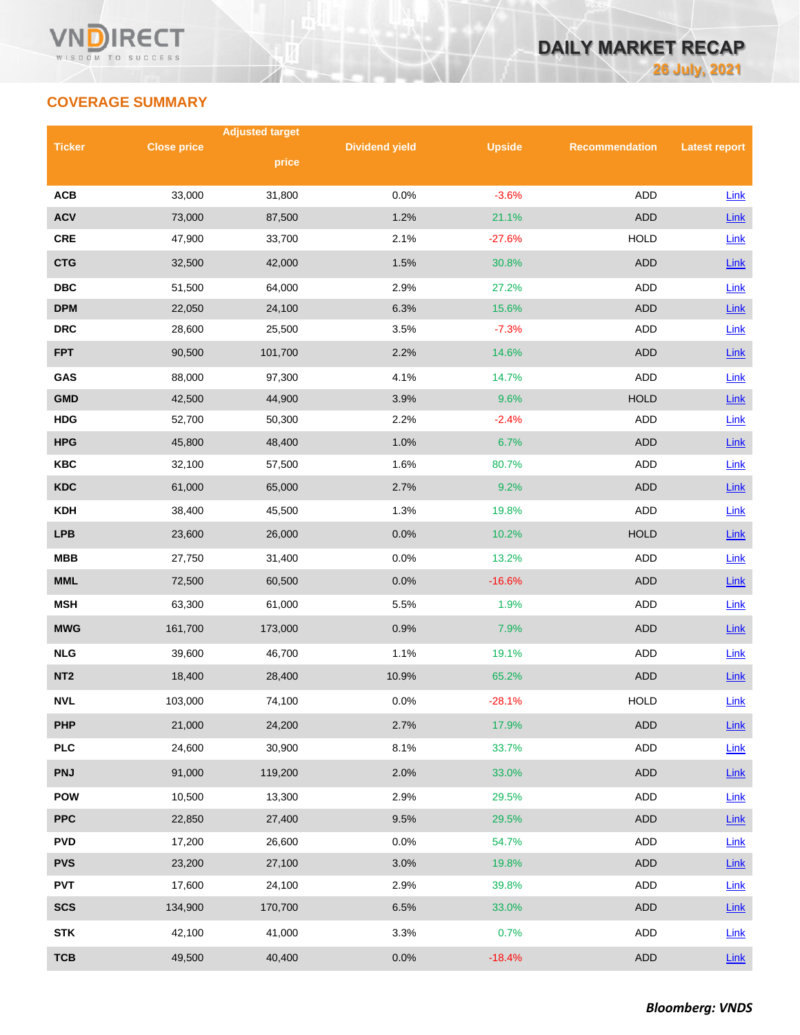## COVERAGE SUMMARY

| Ticker | Close price | Adjusted target price | Dividend yield | Upside | Recommendation | Latest report |
|---|---|---|---|---|---|---|
| ACB | 33,000 | 31,800 | 0.0% | -3.6% | ADD | Link |
| ACV | 73,000 | 87,500 | 1.2% | 21.1% | ADD | Link |
| CRE | 47,900 | 33,700 | 2.1% | -27.6% | HOLD | Link |
| CTG | 32,500 | 42,000 | 1.5% | 30.8% | ADD | Link |
| DBC | 51,500 | 64,000 | 2.9% | 27.2% | ADD | Link |
| DPM | 22,050 | 24,100 | 6.3% | 15.6% | ADD | Link |
| DRC | 28,600 | 25,500 | 3.5% | -7.3% | ADD | Link |
| FPT | 90,500 | 101,700 | 2.2% | 14.6% | ADD | Link |
| GAS | 88,000 | 97,300 | 4.1% | 14.7% | ADD | Link |
| GMD | 42,500 | 44,900 | 3.9% | 9.6% | HOLD | Link |
| HDG | 52,700 | 50,300 | 2.2% | -2.4% | ADD | Link |
| HPG | 45,800 | 48,400 | 1.0% | 6.7% | ADD | Link |
| KBC | 32,100 | 57,500 | 1.6% | 80.7% | ADD | Link |
| KDC | 61,000 | 65,000 | 2.7% | 9.2% | ADD | Link |
| KDH | 38,400 | 45,500 | 1.3% | 19.8% | ADD | Link |
| LPB | 23,600 | 26,000 | 0.0% | 10.2% | HOLD | Link |
| MBB | 27,750 | 31,400 | 0.0% | 13.2% | ADD | Link |
| MML | 72,500 | 60,500 | 0.0% | -16.6% | ADD | Link |
| MSH | 63,300 | 61,000 | 5.5% | 1.9% | ADD | Link |
| MWG | 161,700 | 173,000 | 0.9% | 7.9% | ADD | Link |
| NLG | 39,600 | 46,700 | 1.1% | 19.1% | ADD | Link |
| NT2 | 18,400 | 28,400 | 10.9% | 65.2% | ADD | Link |
| NVL | 103,000 | 74,100 | 0.0% | -28.1% | HOLD | Link |
| PHP | 21,000 | 24,200 | 2.7% | 17.9% | ADD | Link |
| PLC | 24,600 | 30,900 | 8.1% | 33.7% | ADD | Link |
| PNJ | 91,000 | 119,200 | 2.0% | 33.0% | ADD | Link |
| POW | 10,500 | 13,300 | 2.9% | 29.5% | ADD | Link |
| PPC | 22,850 | 27,400 | 9.5% | 29.5% | ADD | Link |
| PVD | 17,200 | 26,600 | 0.0% | 54.7% | ADD | Link |
| PVS | 23,200 | 27,100 | 3.0% | 19.8% | ADD | Link |
| PVT | 17,600 | 24,100 | 2.9% | 39.8% | ADD | Link |
| SCS | 134,900 | 170,700 | 6.5% | 33.0% | ADD | Link |
| STK | 42,100 | 41,000 | 3.3% | 0.7% | ADD | Link |
| TCB | 49,500 | 40,400 | 0.0% | -18.4% | ADD | Link |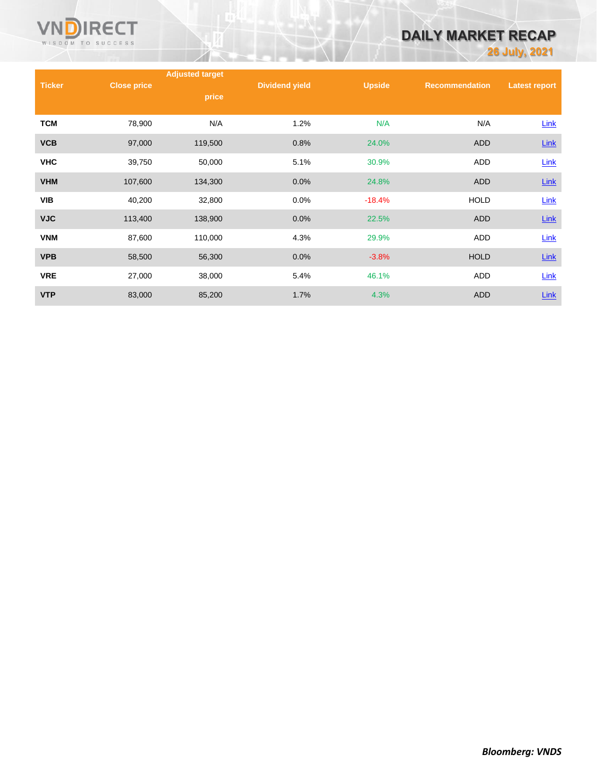| Ticker | Close price | Adjusted target price | Dividend yield | Upside | Recommendation | Latest report |
|---|---|---|---|---|---|---|
| TCM | 78,900 | N/A | 1.2% | N/A | N/A | Link |
| VCB | 97,000 | 119,500 | 0.8% | 24.0% | ADD | Link |
| VHC | 39,750 | 50,000 | 5.1% | 30.9% | ADD | Link |
| VHM | 107,600 | 134,300 | 0.0% | 24.8% | ADD | Link |
| VIB | 40,200 | 32,800 | 0.0% | -18.4% | HOLD | Link |
| VJC | 113,400 | 138,900 | 0.0% | 22.5% | ADD | Link |
| VNM | 87,600 | 110,000 | 4.3% | 29.9% | ADD | Link |
| VPB | 58,500 | 56,300 | 0.0% | -3.8% | HOLD | Link |
| VRE | 27,000 | 38,000 | 5.4% | 46.1% | ADD | Link |
| VTP | 83,000 | 85,200 | 1.7% | 4.3% | ADD | Link |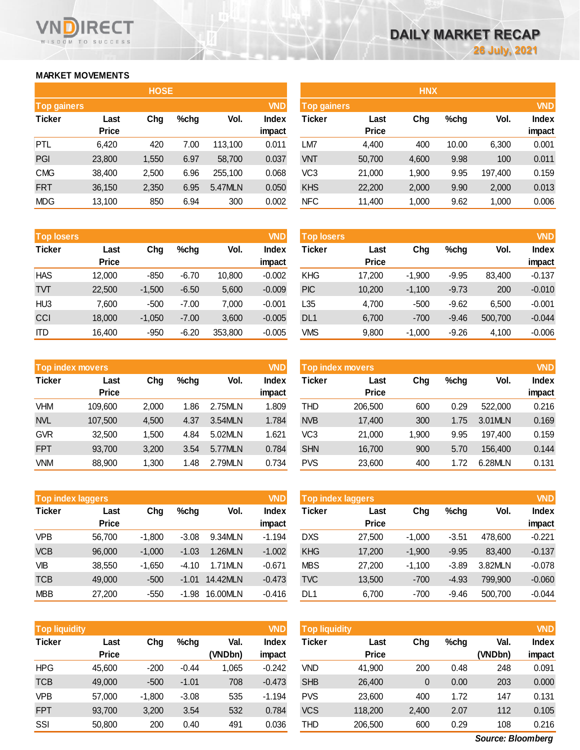# DAILY MARKET RECAP

26 July, 2021

## MARKET MOVEMENTS

### HOSE

| Top gainers | | | | | VND |
|---|---|---|---|---|---|
| Ticker | Last Price | Chg | %chg | Vol. | Index impact |
| PTL | 6,420 | 420 | 7.00 | 113,100 | 0.011 |
| PGI | 23,800 | 1,550 | 6.97 | 58,700 | 0.037 |
| CMG | 38,400 | 2,500 | 6.96 | 255,100 | 0.068 |
| FRT | 36,150 | 2,350 | 6.95 | 5.47MLN | 0.050 |
| MDG | 13,100 | 850 | 6.94 | 300 | 0.002 |

| Top losers | | | | | VND |
|---|---|---|---|---|---|
| Ticker | Last Price | Chg | %chg | Vol. | Index impact |
| HAS | 12,000 | -850 | -6.70 | 10,800 | -0.002 |
| TVT | 22,500 | -1,500 | -6.50 | 5,600 | -0.009 |
| HU3 | 7,600 | -500 | -7.00 | 7,000 | -0.001 |
| CCI | 18,000 | -1,050 | -7.00 | 3,600 | -0.005 |
| ITD | 16,400 | -950 | -6.20 | 353,800 | -0.005 |

| Top index movers | | | | | VND |
|---|---|---|---|---|---|
| Ticker | Last Price | Chg | %chg | Vol. | Index impact |
| VHM | 109,600 | 2,000 | 1.86 | 2.75MLN | 1.809 |
| NVL | 107,500 | 4,500 | 4.37 | 3.54MLN | 1.784 |
| GVR | 32,500 | 1,500 | 4.84 | 5.02MLN | 1.621 |
| FPT | 93,700 | 3,200 | 3.54 | 5.77MLN | 0.784 |
| VNM | 88,900 | 1,300 | 1.48 | 2.79MLN | 0.734 |

| Top index laggers | | | | | VND |
|---|---|---|---|---|---|
| Ticker | Last Price | Chg | %chg | Vol. | Index impact |
| VPB | 56,700 | -1,800 | -3.08 | 9.34MLN | -1.194 |
| VCB | 96,000 | -1,000 | -1.03 | 1.26MLN | -1.002 |
| VIB | 38,550 | -1,650 | -4.10 | 1.71MLN | -0.671 |
| TCB | 49,000 | -500 | -1.01 | 14.42MLN | -0.473 |
| MBB | 27,200 | -550 | -1.98 | 16.00MLN | -0.416 |

| Top liquidity | | | | | VND |
|---|---|---|---|---|---|
| Ticker | Last Price | Chg | %chg | Val. (VNDbn) | Index impact |
| HPG | 45,600 | -200 | -0.44 | 1,065 | -0.242 |
| TCB | 49,000 | -500 | -1.01 | 708 | -0.473 |
| VPB | 57,000 | -1,800 | -3.08 | 535 | -1.194 |
| FPT | 93,700 | 3,200 | 3.54 | 532 | 0.784 |
| SSI | 50,800 | 200 | 0.40 | 491 | 0.036 |

### HNX

| Top gainers | | | | | VND |
|---|---|---|---|---|---|
| Ticker | Last Price | Chg | %chg | Vol. | Index impact |
| LM7 | 4,400 | 400 | 10.00 | 6,300 | 0.001 |
| VNT | 50,700 | 4,600 | 9.98 | 100 | 0.011 |
| VC3 | 21,000 | 1,900 | 9.95 | 197,400 | 0.159 |
| KHS | 22,200 | 2,000 | 9.90 | 2,000 | 0.013 |
| NFC | 11,400 | 1,000 | 9.62 | 1,000 | 0.006 |

| Top losers | | | | | VND |
|---|---|---|---|---|---|
| Ticker | Last Price | Chg | %chg | Vol. | Index impact |
| KHG | 17,200 | -1,900 | -9.95 | 83,400 | -0.137 |
| PIC | 10,200 | -1,100 | -9.73 | 200 | -0.010 |
| L35 | 4,700 | -500 | -9.62 | 6,500 | -0.001 |
| DL1 | 6,700 | -700 | -9.46 | 500,700 | -0.044 |
| VMS | 9,800 | -1,000 | -9.26 | 4,100 | -0.006 |

| Top index movers | | | | | VND |
|---|---|---|---|---|---|
| Ticker | Last Price | Chg | %chg | Vol. | Index impact |
| THD | 206,500 | 600 | 0.29 | 522,000 | 0.216 |
| NVB | 17,400 | 300 | 1.75 | 3.01MLN | 0.169 |
| VC3 | 21,000 | 1,900 | 9.95 | 197,400 | 0.159 |
| SHN | 16,700 | 900 | 5.70 | 156,400 | 0.144 |
| PVS | 23,600 | 400 | 1.72 | 6.28MLN | 0.131 |

| Top index laggers | | | | | VND |
|---|---|---|---|---|---|
| Ticker | Last Price | Chg | %chg | Vol. | Index impact |
| DXS | 27,500 | -1,000 | -3.51 | 478,600 | -0.221 |
| KHG | 17,200 | -1,900 | -9.95 | 83,400 | -0.137 |
| MBS | 27,200 | -1,100 | -3.89 | 3.82MLN | -0.078 |
| TVC | 13,500 | -700 | -4.93 | 799,900 | -0.060 |
| DL1 | 6,700 | -700 | -9.46 | 500,700 | -0.044 |

| Top liquidity | | | | | VND |
|---|---|---|---|---|---|
| Ticker | Last Price | Chg | %chg | Val. (VNDbn) | Index impact |
| VND | 41,900 | 200 | 0.48 | 248 | 0.091 |
| SHB | 26,400 | 0 | 0.00 | 203 | 0.000 |
| PVS | 23,600 | 400 | 1.72 | 147 | 0.131 |
| VCS | 118,200 | 2,400 | 2.07 | 112 | 0.105 |
| THD | 206,500 | 600 | 0.29 | 108 | 0.216 |

*Source: Bloomberg*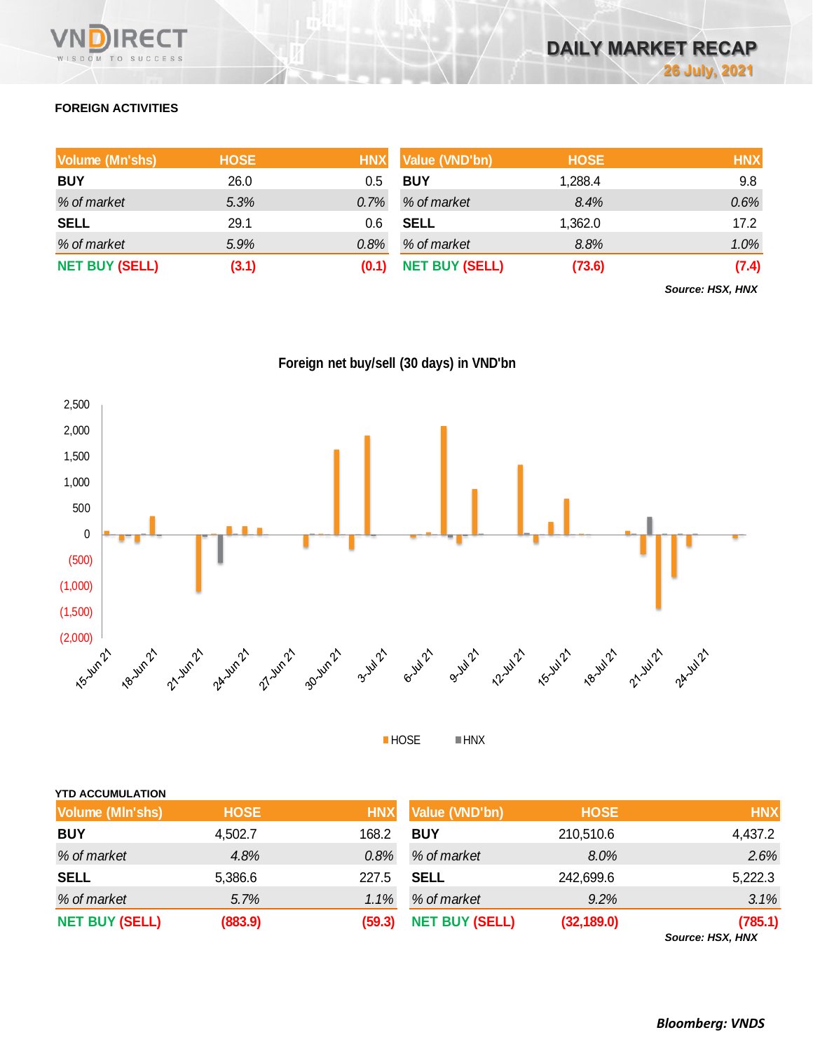## FOREIGN ACTIVITIES

| Volume (Mn'shs) | HOSE | HNX |
|---|---|---|
| **BUY** | 26.0 | 0.5 |
| *% of market* | *5.3%* | *0.7%* |
| **SELL** | 29.1 | 0.6 |
| *% of market* | *5.9%* | *0.8%* |
| **NET BUY (SELL)** | **(3.1)** | **(0.1)** |

| Value (VND'bn) | HOSE | HNX |
|---|---|---|
| **BUY** | 1,288.4 | 9.8 |
| *% of market* | *8.4%* | *0.6%* |
| **SELL** | 1,362.0 | 17.2 |
| *% of market* | *8.8%* | *1.0%* |
| **NET BUY (SELL)** | **(73.6)** | **(7.4)** |

***Source: HSX, HNX***

**Foreign net buy/sell (30 days) in VND'bn**

**YTD ACCUMULATION**

| Volume (Mln'shs) | HOSE | HNX |
|---|---|---|
| **BUY** | 4,502.7 | 168.2 |
| *% of market* | *4.8%* | *0.8%* |
| **SELL** | 5,386.6 | 227.5 |
| *% of market* | *5.7%* | *1.1%* |
| **NET BUY (SELL)** | **(883.9)** | **(59.3)** |

| Value (VND'bn) | HOSE | HNX |
|---|---|---|
| **BUY** | 210,510.6 | 4,437.2 |
| *% of market* | *8.0%* | *2.6%* |
| **SELL** | 242,699.6 | 5,222.3 |
| *% of market* | *9.2%* | *3.1%* |
| **NET BUY (SELL)** | **(32,189.0)** | **(785.1)** |

***Source: HSX, HNX***

***Bloomberg: VNDS***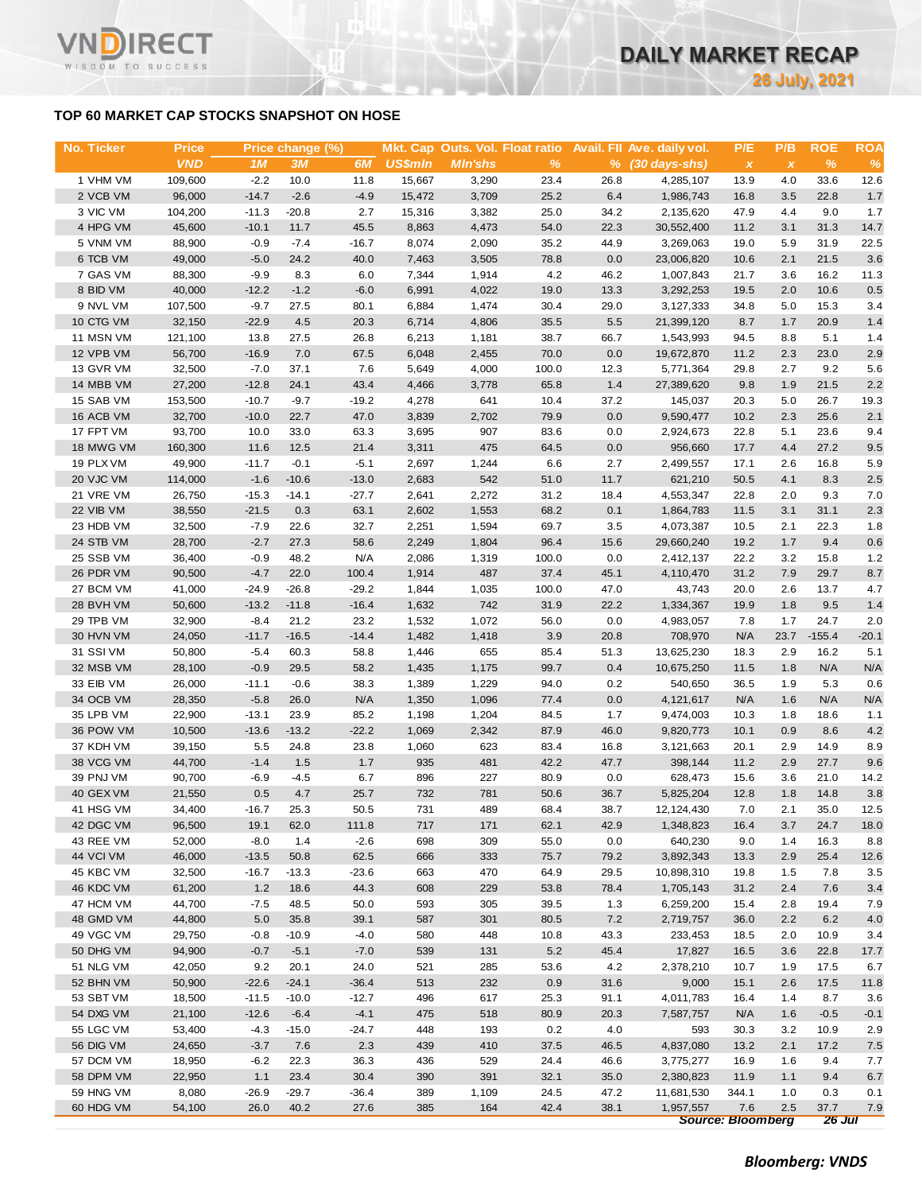# DAILY MARKET RECAP

**26 July, 2021**

## TOP 60 MARKET CAP STOCKS SNAPSHOT ON HOSE

| No. | Ticker | Price | Price change (%) | | | Mkt. Cap | Outs. Vol. | Float ratio | Avail. FII | Ave. daily vol. | P/E | P/B | ROE | ROA |
|---|---|---|---|---|---|---|---|---|---|---|---|---|---|---|
| | | VND | 1M | 3M | 6M | US$mln | Mln'shs | % | % | (30 days-shs) | x | x | % | % |
| 1 | VHM VM | 109,600 | -2.2 | 10.0 | 11.8 | 15,667 | 3,290 | 23.4 | 26.8 | 4,285,107 | 13.9 | 4.0 | 33.6 | 12.6 |
| 2 | VCB VM | 96,000 | -14.7 | -2.6 | -4.9 | 15,472 | 3,709 | 25.2 | 6.4 | 1,986,743 | 16.8 | 3.5 | 22.8 | 1.7 |
| 3 | VIC VM | 104,200 | -11.3 | -20.8 | 2.7 | 15,316 | 3,382 | 25.0 | 34.2 | 2,135,620 | 47.9 | 4.4 | 9.0 | 1.7 |
| 4 | HPG VM | 45,600 | -10.1 | 11.7 | 45.5 | 8,863 | 4,473 | 54.0 | 22.3 | 30,552,400 | 11.2 | 3.1 | 31.3 | 14.7 |
| 5 | VNM VM | 88,900 | -0.9 | -7.4 | -16.7 | 8,074 | 2,090 | 35.2 | 44.9 | 3,269,063 | 19.0 | 5.9 | 31.9 | 22.5 |
| 6 | TCB VM | 49,000 | -5.0 | 24.2 | 40.0 | 7,463 | 3,505 | 78.8 | 0.0 | 23,006,820 | 10.6 | 2.1 | 21.5 | 3.6 |
| 7 | GAS VM | 88,300 | -9.9 | 8.3 | 6.0 | 7,344 | 1,914 | 4.2 | 46.2 | 1,007,843 | 21.7 | 3.6 | 16.2 | 11.3 |
| 8 | BID VM | 40,000 | -12.2 | -1.2 | -6.0 | 6,991 | 4,022 | 19.0 | 13.3 | 3,292,253 | 19.5 | 2.0 | 10.6 | 0.5 |
| 9 | NVL VM | 107,500 | -9.7 | 27.5 | 80.1 | 6,884 | 1,474 | 30.4 | 29.0 | 3,127,333 | 34.8 | 5.0 | 15.3 | 3.4 |
| 10 | CTG VM | 32,150 | -22.9 | 4.5 | 20.3 | 6,714 | 4,806 | 35.5 | 5.5 | 21,399,120 | 8.7 | 1.7 | 20.9 | 1.4 |
| 11 | MSN VM | 121,100 | 13.8 | 27.5 | 26.8 | 6,213 | 1,181 | 38.7 | 66.7 | 1,543,993 | 94.5 | 8.8 | 5.1 | 1.4 |
| 12 | VPB VM | 56,700 | -16.9 | 7.0 | 67.5 | 6,048 | 2,455 | 70.0 | 0.0 | 19,672,870 | 11.2 | 2.3 | 23.0 | 2.9 |
| 13 | GVR VM | 32,500 | -7.0 | 37.1 | 7.6 | 5,649 | 4,000 | 100.0 | 12.3 | 5,771,364 | 29.8 | 2.7 | 9.2 | 5.6 |
| 14 | MBB VM | 27,200 | -12.8 | 24.1 | 43.4 | 4,466 | 3,778 | 65.8 | 1.4 | 27,389,620 | 9.8 | 1.9 | 21.5 | 2.2 |
| 15 | SAB VM | 153,500 | -10.7 | -9.7 | -19.2 | 4,278 | 641 | 10.4 | 37.2 | 145,037 | 20.3 | 5.0 | 26.7 | 19.3 |
| 16 | ACB VM | 32,700 | -10.0 | 22.7 | 47.0 | 3,839 | 2,702 | 79.9 | 0.0 | 9,590,477 | 10.2 | 2.3 | 25.6 | 2.1 |
| 17 | FPT VM | 93,700 | 10.0 | 33.0 | 63.3 | 3,695 | 907 | 83.6 | 0.0 | 2,924,673 | 22.8 | 5.1 | 23.6 | 9.4 |
| 18 | MWG VM | 160,300 | 11.6 | 12.5 | 21.4 | 3,311 | 475 | 64.5 | 0.0 | 956,660 | 17.7 | 4.4 | 27.2 | 9.5 |
| 19 | PLX VM | 49,900 | -11.7 | -0.1 | -5.1 | 2,697 | 1,244 | 6.6 | 2.7 | 2,499,557 | 17.1 | 2.6 | 16.8 | 5.9 |
| 20 | VJC VM | 114,000 | -1.6 | -10.6 | -13.0 | 2,683 | 542 | 51.0 | 11.7 | 621,210 | 50.5 | 4.1 | 8.3 | 2.5 |
| 21 | VRE VM | 26,750 | -15.3 | -14.1 | -27.7 | 2,641 | 2,272 | 31.2 | 18.4 | 4,553,347 | 22.8 | 2.0 | 9.3 | 7.0 |
| 22 | VIB VM | 38,550 | -21.5 | 0.3 | 63.1 | 2,602 | 1,553 | 68.2 | 0.1 | 1,864,783 | 11.5 | 3.1 | 31.1 | 2.3 |
| 23 | HDB VM | 32,500 | -7.9 | 22.6 | 32.7 | 2,251 | 1,594 | 69.7 | 3.5 | 4,073,387 | 10.5 | 2.1 | 22.3 | 1.8 |
| 24 | STB VM | 28,700 | -2.7 | 27.3 | 58.6 | 2,249 | 1,804 | 96.4 | 15.6 | 29,660,240 | 19.2 | 1.7 | 9.4 | 0.6 |
| 25 | SSB VM | 36,400 | -0.9 | 48.2 | N/A | 2,086 | 1,319 | 100.0 | 0.0 | 2,412,137 | 22.2 | 3.2 | 15.8 | 1.2 |
| 26 | PDR VM | 90,500 | -4.7 | 22.0 | 100.4 | 1,914 | 487 | 37.4 | 45.1 | 4,110,470 | 31.2 | 7.9 | 29.7 | 8.7 |
| 27 | BCM VM | 41,000 | -24.9 | -26.8 | -29.2 | 1,844 | 1,035 | 100.0 | 47.0 | 43,743 | 20.0 | 2.6 | 13.7 | 4.7 |
| 28 | BVH VM | 50,600 | -13.2 | -11.8 | -16.4 | 1,632 | 742 | 31.9 | 22.2 | 1,334,367 | 19.9 | 1.8 | 9.5 | 1.4 |
| 29 | TPB VM | 32,900 | -8.4 | 21.2 | 23.2 | 1,532 | 1,072 | 56.0 | 0.0 | 4,983,057 | 7.8 | 1.7 | 24.7 | 2.0 |
| 30 | HVN VM | 24,050 | -11.7 | -16.5 | -14.4 | 1,482 | 1,418 | 3.9 | 20.8 | 708,970 | N/A | 23.7 | -155.4 | -20.1 |
| 31 | SSI VM | 50,800 | -5.4 | 60.3 | 58.8 | 1,446 | 655 | 85.4 | 51.3 | 13,625,230 | 18.3 | 2.9 | 16.2 | 5.1 |
| 32 | MSB VM | 28,100 | -0.9 | 29.5 | 58.2 | 1,435 | 1,175 | 99.7 | 0.4 | 10,675,250 | 11.5 | 1.8 | N/A | N/A |
| 33 | EIB VM | 26,000 | -11.1 | -0.6 | 38.3 | 1,389 | 1,229 | 94.0 | 0.2 | 540,650 | 36.5 | 1.9 | 5.3 | 0.6 |
| 34 | OCB VM | 28,350 | -5.8 | 26.0 | N/A | 1,350 | 1,096 | 77.4 | 0.0 | 4,121,617 | N/A | 1.6 | N/A | N/A |
| 35 | LPB VM | 22,900 | -13.1 | 23.9 | 85.2 | 1,198 | 1,204 | 84.5 | 1.7 | 9,474,003 | 10.3 | 1.8 | 18.6 | 1.1 |
| 36 | POW VM | 10,500 | -13.6 | -13.2 | -22.2 | 1,069 | 2,342 | 87.9 | 46.0 | 9,820,773 | 10.1 | 0.9 | 8.6 | 4.2 |
| 37 | KDH VM | 39,150 | 5.5 | 24.8 | 23.8 | 1,060 | 623 | 83.4 | 16.8 | 3,121,663 | 20.1 | 2.9 | 14.9 | 8.9 |
| 38 | VCG VM | 44,700 | -1.4 | 1.5 | 1.7 | 935 | 481 | 42.2 | 47.7 | 398,144 | 11.2 | 2.9 | 27.7 | 9.6 |
| 39 | PNJ VM | 90,700 | -6.9 | -4.5 | 6.7 | 896 | 227 | 80.9 | 0.0 | 628,473 | 15.6 | 3.6 | 21.0 | 14.2 |
| 40 | GEX VM | 21,550 | 0.5 | 4.7 | 25.7 | 732 | 781 | 50.6 | 36.7 | 5,825,204 | 12.8 | 1.8 | 14.8 | 3.8 |
| 41 | HSG VM | 34,400 | -16.7 | 25.3 | 50.5 | 731 | 489 | 68.4 | 38.7 | 12,124,430 | 7.0 | 2.1 | 35.0 | 12.5 |
| 42 | DGC VM | 96,500 | 19.1 | 62.0 | 111.8 | 717 | 171 | 62.1 | 42.9 | 1,348,823 | 16.4 | 3.7 | 24.7 | 18.0 |
| 43 | REE VM | 52,000 | -8.0 | 1.4 | -2.6 | 698 | 309 | 55.0 | 0.0 | 640,230 | 9.0 | 1.4 | 16.3 | 8.8 |
| 44 | VCI VM | 46,000 | -13.5 | 50.8 | 62.5 | 666 | 333 | 75.7 | 79.2 | 3,892,343 | 13.3 | 2.9 | 25.4 | 12.6 |
| 45 | KBC VM | 32,500 | -16.7 | -13.3 | -23.6 | 663 | 470 | 64.9 | 29.5 | 10,898,310 | 19.8 | 1.5 | 7.8 | 3.5 |
| 46 | KDC VM | 61,200 | 1.2 | 18.6 | 44.3 | 608 | 229 | 53.8 | 78.4 | 1,705,143 | 31.2 | 2.4 | 7.6 | 3.4 |
| 47 | HCM VM | 44,700 | -7.5 | 48.5 | 50.0 | 593 | 305 | 39.5 | 1.3 | 6,259,200 | 15.4 | 2.8 | 19.4 | 7.9 |
| 48 | GMD VM | 44,800 | 5.0 | 35.8 | 39.1 | 587 | 301 | 80.5 | 7.2 | 2,719,757 | 36.0 | 2.2 | 6.2 | 4.0 |
| 49 | VGC VM | 29,750 | -0.8 | -10.9 | -4.0 | 580 | 448 | 10.8 | 43.3 | 233,453 | 18.5 | 2.0 | 10.9 | 3.4 |
| 50 | DHG VM | 94,900 | -0.7 | -5.1 | -7.0 | 539 | 131 | 5.2 | 45.4 | 17,827 | 16.5 | 3.6 | 22.8 | 17.7 |
| 51 | NLG VM | 42,050 | 9.2 | 20.1 | 24.0 | 521 | 285 | 53.6 | 4.2 | 2,378,210 | 10.7 | 1.9 | 17.5 | 6.7 |
| 52 | BHN VM | 50,900 | -22.6 | -24.1 | -36.4 | 513 | 232 | 0.9 | 31.6 | 9,000 | 15.1 | 2.6 | 17.5 | 11.8 |
| 53 | SBT VM | 18,500 | -11.5 | -10.0 | -12.7 | 496 | 617 | 25.3 | 91.1 | 4,011,783 | 16.4 | 1.4 | 8.7 | 3.6 |
| 54 | DXG VM | 21,100 | -12.6 | -6.4 | -4.1 | 475 | 518 | 80.9 | 20.3 | 7,587,757 | N/A | 1.6 | -0.5 | -0.1 |
| 55 | LGC VM | 53,400 | -4.3 | -15.0 | -24.7 | 448 | 193 | 0.2 | 4.0 | 593 | 30.3 | 3.2 | 10.9 | 2.9 |
| 56 | DIG VM | 24,650 | -3.7 | 7.6 | 2.3 | 439 | 410 | 37.5 | 46.5 | 4,837,080 | 13.2 | 2.1 | 17.2 | 7.5 |
| 57 | DCM VM | 18,950 | -6.2 | 22.3 | 36.3 | 436 | 529 | 24.4 | 46.6 | 3,775,277 | 16.9 | 1.6 | 9.4 | 7.7 |
| 58 | DPM VM | 22,950 | 1.1 | 23.4 | 30.4 | 390 | 391 | 32.1 | 35.0 | 2,380,823 | 11.9 | 1.1 | 9.4 | 6.7 |
| 59 | HNG VM | 8,080 | -26.9 | -29.7 | -36.4 | 389 | 1,109 | 24.5 | 47.2 | 11,681,530 | 344.1 | 1.0 | 0.3 | 0.1 |
| 60 | HDG VM | 54,100 | 26.0 | 40.2 | 27.6 | 385 | 164 | 42.4 | 38.1 | 1,957,557 | 7.6 | 2.5 | 37.7 | 7.9 |

*Source: Bloomberg* — *26 Jul*

**Bloomberg: VNDS**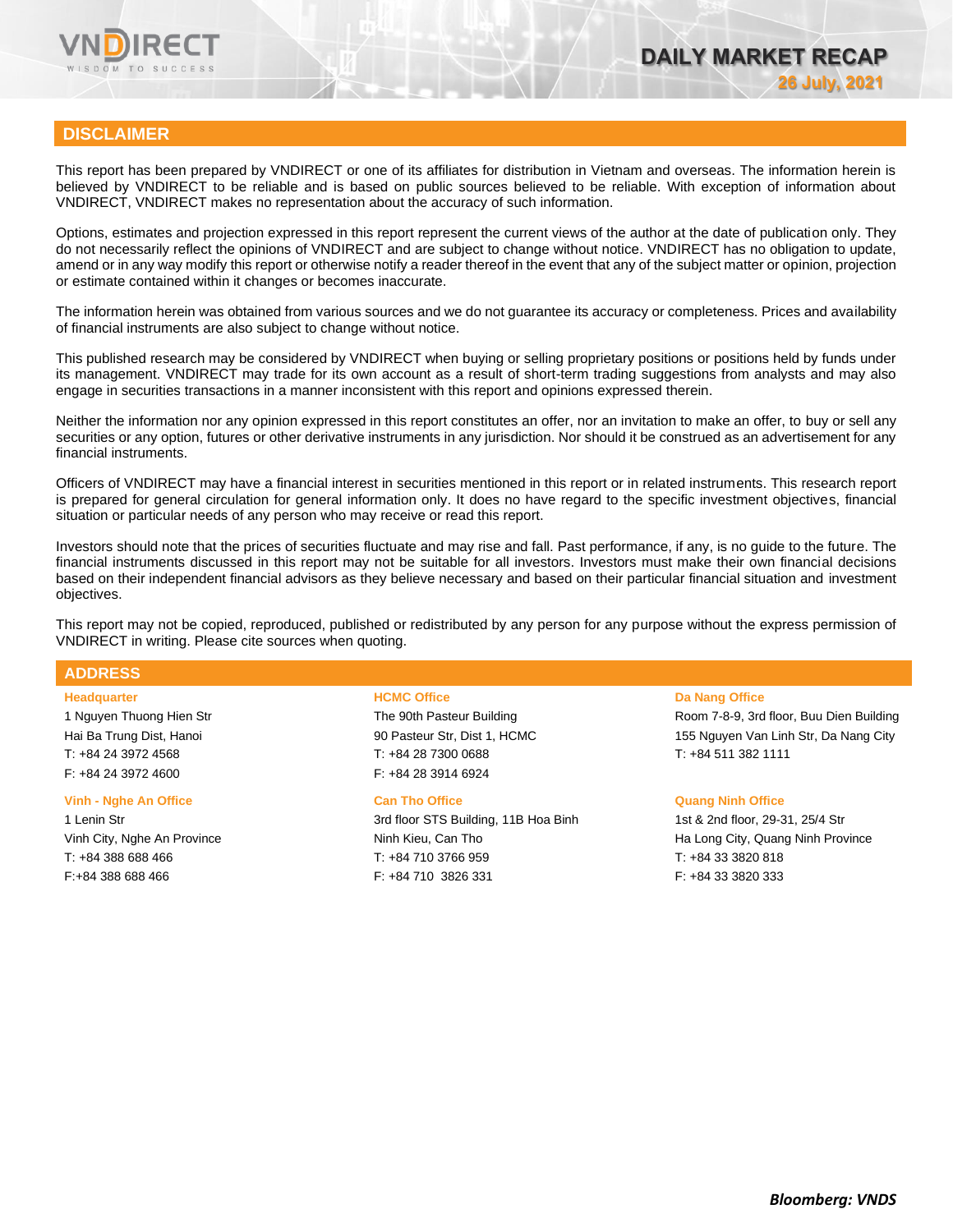## DISCLAIMER

This report has been prepared by VNDIRECT or one of its affiliates for distribution in Vietnam and overseas. The information herein is believed by VNDIRECT to be reliable and is based on public sources believed to be reliable. With exception of information about VNDIRECT, VNDIRECT makes no representation about the accuracy of such information.

Options, estimates and projection expressed in this report represent the current views of the author at the date of publication only. They do not necessarily reflect the opinions of VNDIRECT and are subject to change without notice. VNDIRECT has no obligation to update, amend or in any way modify this report or otherwise notify a reader thereof in the event that any of the subject matter or opinion, projection or estimate contained within it changes or becomes inaccurate.

The information herein was obtained from various sources and we do not guarantee its accuracy or completeness. Prices and availability of financial instruments are also subject to change without notice.

This published research may be considered by VNDIRECT when buying or selling proprietary positions or positions held by funds under its management. VNDIRECT may trade for its own account as a result of short-term trading suggestions from analysts and may also engage in securities transactions in a manner inconsistent with this report and opinions expressed therein.

Neither the information nor any opinion expressed in this report constitutes an offer, nor an invitation to make an offer, to buy or sell any securities or any option, futures or other derivative instruments in any jurisdiction. Nor should it be construed as an advertisement for any financial instruments.

Officers of VNDIRECT may have a financial interest in securities mentioned in this report or in related instruments. This research report is prepared for general circulation for general information only. It does no have regard to the specific investment objectives, financial situation or particular needs of any person who may receive or read this report.

Investors should note that the prices of securities fluctuate and may rise and fall. Past performance, if any, is no guide to the future. The financial instruments discussed in this report may not be suitable for all investors. Investors must make their own financial decisions based on their independent financial advisors as they believe necessary and based on their particular financial situation and investment objectives.

This report may not be copied, reproduced, published or redistributed by any person for any purpose without the express permission of VNDIRECT in writing. Please cite sources when quoting.

## ADDRESS

**Headquarter**
1 Nguyen Thuong Hien Str
Hai Ba Trung Dist, Hanoi
T: +84 24 3972 4568
F: +84 24 3972 4600

**HCMC Office**
The 90th Pasteur Building
90 Pasteur Str, Dist 1, HCMC
T: +84 28 7300 0688
F: +84 28 3914 6924

**Da Nang Office**
Room 7-8-9, 3rd floor, Buu Dien Building
155 Nguyen Van Linh Str, Da Nang City
T: +84 511 382 1111

**Vinh - Nghe An Office**
1 Lenin Str
Vinh City, Nghe An Province
T: +84 388 688 466
F:+84 388 688 466

**Can Tho Office**
3rd floor STS Building, 11B Hoa Binh
Ninh Kieu, Can Tho
T: +84 710 3766 959
F: +84 710 3826 331

**Quang Ninh Office**
1st & 2nd floor, 29-31, 25/4 Str
Ha Long City, Quang Ninh Province
T: +84 33 3820 818
F: +84 33 3820 333

***Bloomberg: VNDS***